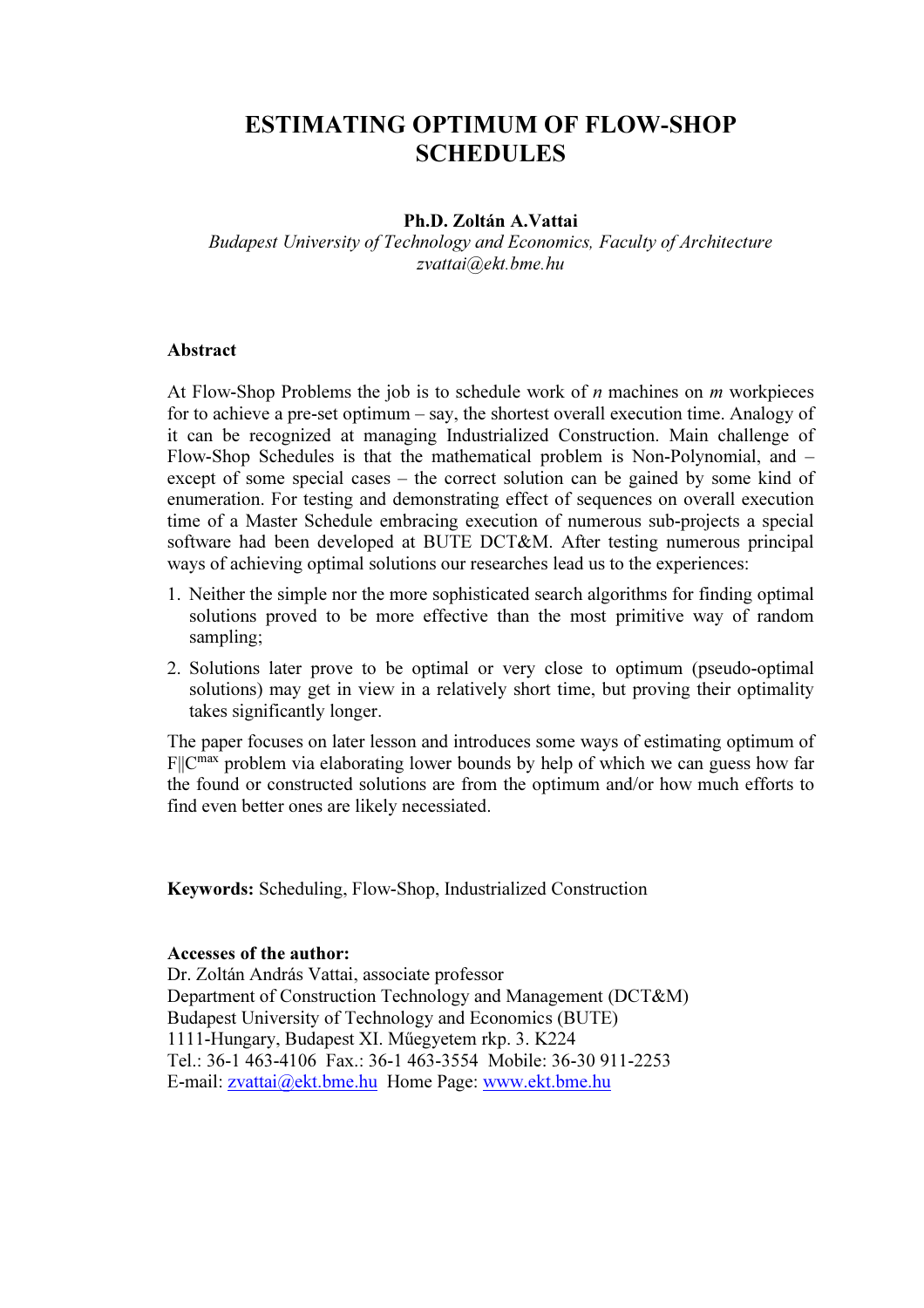# ESTIMATING OPTIMUM OF FLOW-SHOP SCHEDULES

**Ph.D. Zoltán A.Vattai**

*Budapest University of Technology and Economics, Faculty of Architecture*
*zvattai@ekt.bme.hu*

## Abstract

At Flow-Shop Problems the job is to schedule work of *n* machines on *m* workpieces for to achieve a pre-set optimum – say, the shortest overall execution time. Analogy of it can be recognized at managing Industrialized Construction. Main challenge of Flow-Shop Schedules is that the mathematical problem is Non-Polynomial, and – except of some special cases – the correct solution can be gained by some kind of enumeration. For testing and demonstrating effect of sequences on overall execution time of a Master Schedule embracing execution of numerous sub-projects a special software had been developed at BUTE DCT&M. After testing numerous principal ways of achieving optimal solutions our researches lead us to the experiences:

1. Neither the simple nor the more sophisticated search algorithms for finding optimal solutions proved to be more effective than the most primitive way of random sampling;
2. Solutions later prove to be optimal or very close to optimum (pseudo-optimal solutions) may get in view in a relatively short time, but proving their optimality takes significantly longer.

The paper focuses on later lesson and introduces some ways of estimating optimum of $F||C^{max}$ problem via elaborating lower bounds by help of which we can guess how far the found or constructed solutions are from the optimum and/or how much efforts to find even better ones are likely necessiated.

**Keywords:** Scheduling, Flow-Shop, Industrialized Construction

**Accesses of the author:**
Dr. Zoltán András Vattai, associate professor
Department of Construction Technology and Management (DCT&M)
Budapest University of Technology and Economics (BUTE)
1111-Hungary, Budapest XI. Műegyetem rkp. 3. K224
Tel.: 36-1 463-4106 Fax.: 36-1 463-3554 Mobile: 36-30 911-2253
E-mail: zvattai@ekt.bme.hu Home Page: www.ekt.bme.hu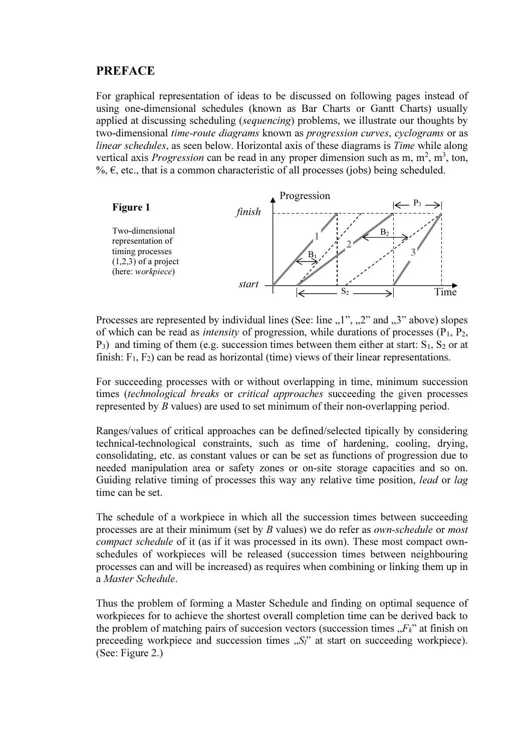## PREFACE

For graphical representation of ideas to be discussed on following pages instead of using one-dimensional schedules (known as Bar Charts or Gantt Charts) usually applied at discussing scheduling (*sequencing*) problems, we illustrate our thoughts by two-dimensional *time-route diagrams* known as *progression curves*, *cyclograms* or as *linear schedules*, as seen below. Horizontal axis of these diagrams is *Time* while along vertical axis *Progression* can be read in any proper dimension such as m, $m^2$, $m^3$, ton, %, €, etc., that is a common characteristic of all processes (jobs) being scheduled.

**Figure 1**

Two-dimensional representation of timing processes (1,2,3) of a project (here: *workpiece*)

Processes are represented by individual lines (See: line „1", „2" and „3" above) slopes of which can be read as *intensity* of progression, while durations of processes ($P_1$, $P_2$, $P_3$) and timing of them (e.g. succession times between them either at start: $S_1$, $S_2$ or at finish: $F_1$, $F_2$) can be read as horizontal (time) views of their linear representations.

For succeeding processes with or without overlapping in time, minimum succession times (*technological breaks* or *critical approaches* succeeding the given processes represented by *B* values) are used to set minimum of their non-overlapping period.

Ranges/values of critical approaches can be defined/selected tipically by considering technical-technological constraints, such as time of hardening, cooling, drying, consolidating, etc. as constant values or can be set as functions of progression due to needed manipulation area or safety zones or on-site storage capacities and so on. Guiding relative timing of processes this way any relative time position, *lead* or *lag* time can be set.

The schedule of a workpiece in which all the succession times between succeeding processes are at their minimum (set by *B* values) we do refer as *own-schedule* or *most compact schedule* of it (as if it was processed in its own). These most compact own-schedules of workpieces will be released (succession times between neighbouring processes can and will be increased) as requires when combining or linking them up in a *Master Schedule*.

Thus the problem of forming a Master Schedule and finding on optimal sequence of workpieces for to achieve the shortest overall completion time can be derived back to the problem of matching pairs of succesion vectors (succession times „$F_k$" at finish on preceeding workpiece and succession times „$S_l$" at start on succeeding workpiece). (See: Figure 2.)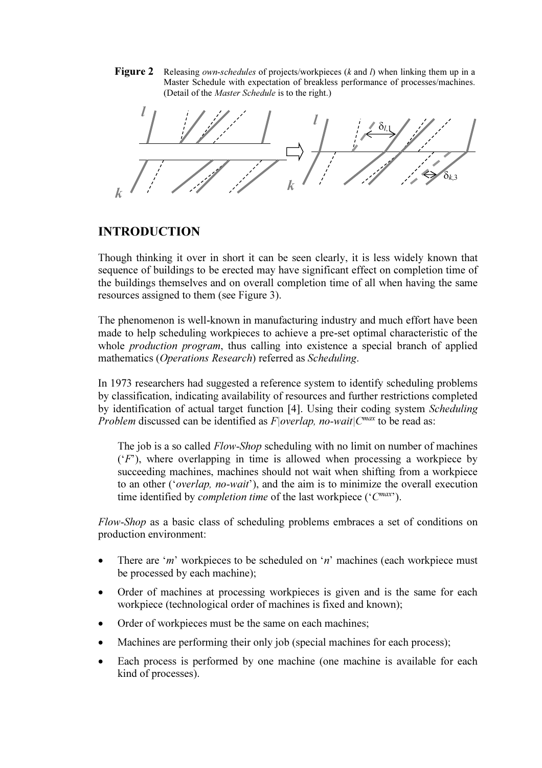**Figure 2** Releasing *own-schedules* of projects/workpieces ($k$ and $l$) when linking them up in a Master Schedule with expectation of breakless performance of processes/machines. (Detail of the *Master Schedule* is to the right.)

## INTRODUCTION

Though thinking it over in short it can be seen clearly, it is less widely known that sequence of buildings to be erected may have significant effect on completion time of the buildings themselves and on overall completion time of all when having the same resources assigned to them (see Figure 3).

The phenomenon is well-known in manufacturing industry and much effort have been made to help scheduling workpieces to achieve a pre-set optimal characteristic of the whole *production program*, thus calling into existence a special branch of applied mathematics (*Operations Research*) referred as *Scheduling*.

In 1973 researchers had suggested a reference system to identify scheduling problems by classification, indicating availability of resources and further restrictions completed by identification of actual target function [4]. Using their coding system *Scheduling Problem* discussed can be identified as $F|overlap, no\text{-}wait|C^{max}$ to be read as:

> The job is a so called *Flow-Shop* scheduling with no limit on number of machines ('$F$'), where overlapping in time is allowed when processing a workpiece by succeeding machines, machines should not wait when shifting from a workpiece to an other ('*overlap, no-wait*'), and the aim is to minimize the overall execution time identified by *completion time* of the last workpiece ('$C^{max}$').

*Flow-Shop* as a basic class of scheduling problems embraces a set of conditions on production environment:

- There are '$m$' workpieces to be scheduled on '$n$' machines (each workpiece must be processed by each machine);
- Order of machines at processing workpieces is given and is the same for each workpiece (technological order of machines is fixed and known);
- Order of workpieces must be the same on each machines;
- Machines are performing their only job (special machines for each process);
- Each process is performed by one machine (one machine is available for each kind of processes).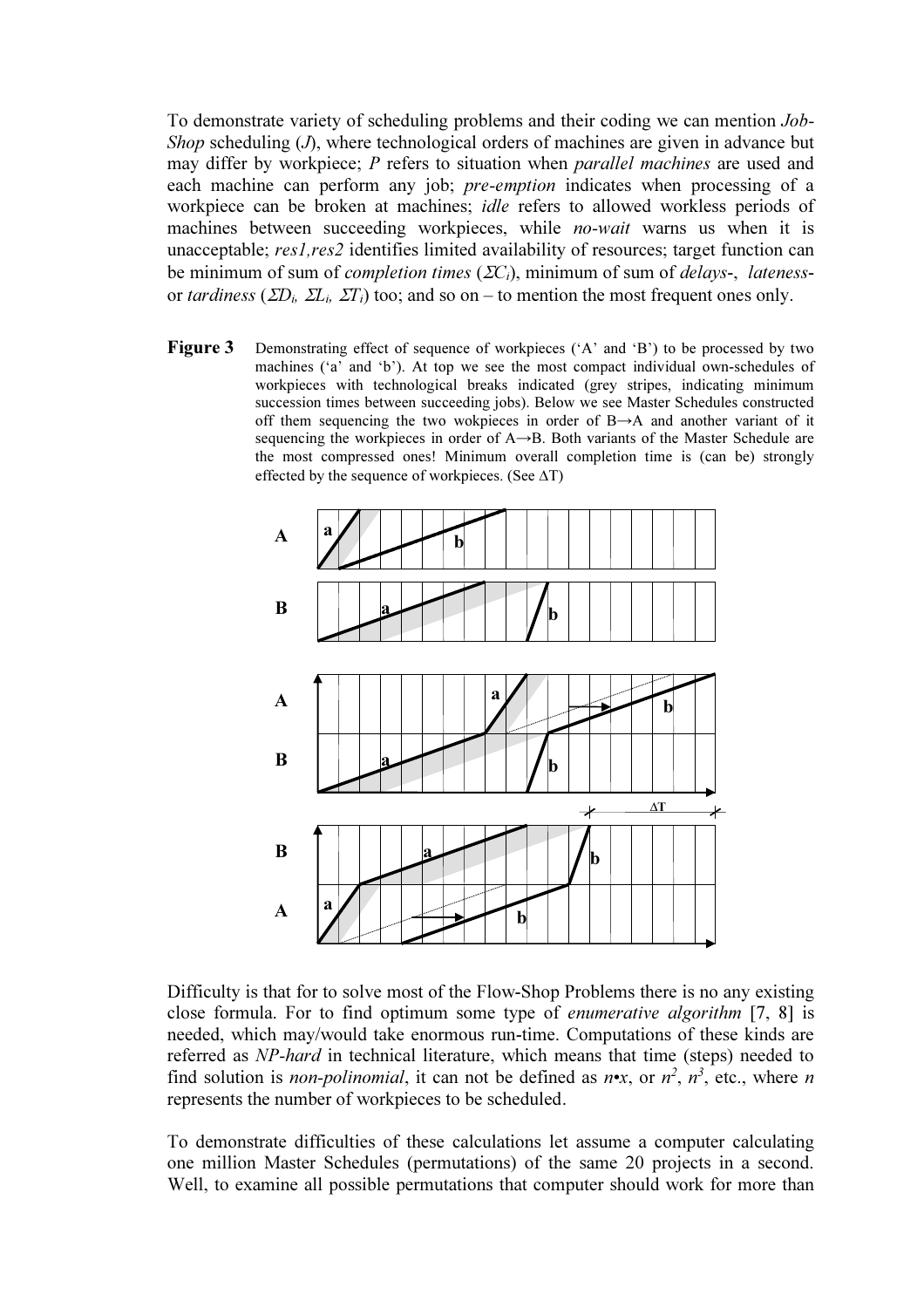To demonstrate variety of scheduling problems and their coding we can mention *Job-Shop* scheduling (*J*), where technological orders of machines are given in advance but may differ by workpiece; *P* refers to situation when *parallel machines* are used and each machine can perform any job; *pre-emption* indicates when processing of a workpiece can be broken at machines; *idle* refers to allowed workless periods of machines between succeeding workpieces, while *no-wait* warns us when it is unacceptable; *res1,res2* identifies limited availability of resources; target function can be minimum of sum of *completion times* ($\Sigma C_i$), minimum of sum of *delays*-, *lateness*- or *tardiness* ($\Sigma D_i$, $\Sigma L_i$, $\Sigma T_i$) too; and so on – to mention the most frequent ones only.

**Figure 3** Demonstrating effect of sequence of workpieces ('A' and 'B') to be processed by two machines ('a' and 'b'). At top we see the most compact individual own-schedules of workpieces with technological breaks indicated (grey stripes, indicating minimum succession times between succeeding jobs). Below we see Master Schedules constructed off them sequencing the two wokpieces in order of B→A and another variant of it sequencing the workpieces in order of A→B. Both variants of the Master Schedule are the most compressed ones! Minimum overall completion time is (can be) strongly effected by the sequence of workpieces. (See ΔT)

Difficulty is that for to solve most of the Flow-Shop Problems there is no any existing close formula. For to find optimum some type of *enumerative algorithm* [7, 8] is needed, which may/would take enormous run-time. Computations of these kinds are referred as *NP-hard* in technical literature, which means that time (steps) needed to find solution is *non-polinomial*, it can not be defined as $n \cdot x$, or $n^2$, $n^3$, etc., where $n$ represents the number of workpieces to be scheduled.

To demonstrate difficulties of these calculations let assume a computer calculating one million Master Schedules (permutations) of the same 20 projects in a second. Well, to examine all possible permutations that computer should work for more than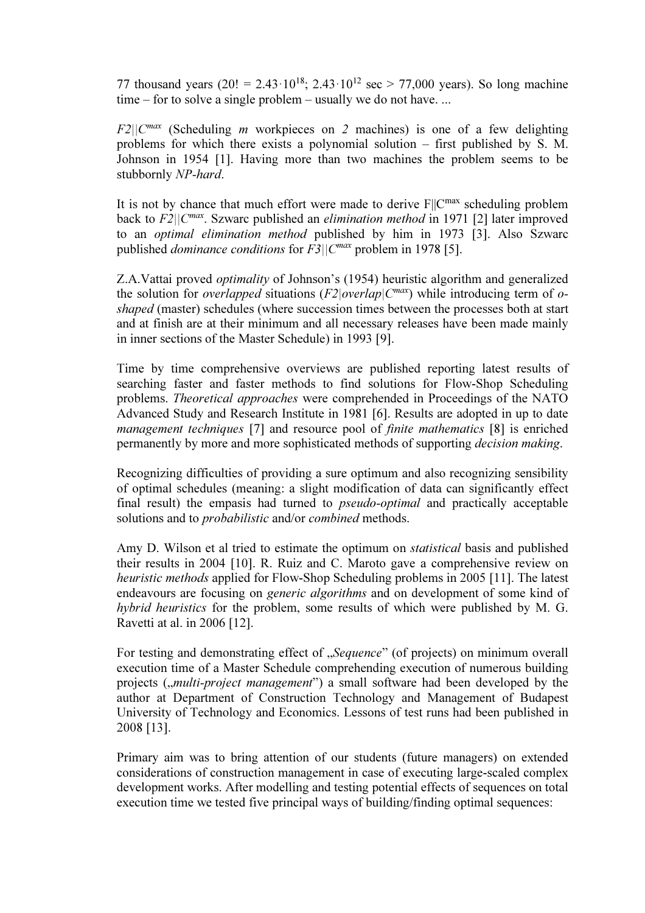77 thousand years ($20! = 2.43 \cdot 10^{18}$; $2.43 \cdot 10^{12}$ sec > 77,000 years). So long machine time – for to solve a single problem – usually we do not have. ...

$F2||C^{max}$ (Scheduling *m* workpieces on *2* machines) is one of a few delighting problems for which there exists a polynomial solution – first published by S. M. Johnson in 1954 [1]. Having more than two machines the problem seems to be stubbornly *NP-hard*.

It is not by chance that much effort were made to derive $F||C^{max}$ scheduling problem back to $F2||C^{max}$. Szwarc published an *elimination method* in 1971 [2] later improved to an *optimal elimination method* published by him in 1973 [3]. Also Szwarc published *dominance conditions* for $F3||C^{max}$ problem in 1978 [5].

Z.A.Vattai proved *optimality* of Johnson's (1954) heuristic algorithm and generalized the solution for *overlapped* situations ($F2|overlap|C^{max}$) while introducing term of *o-shaped* (master) schedules (where succession times between the processes both at start and at finish are at their minimum and all necessary releases have been made mainly in inner sections of the Master Schedule) in 1993 [9].

Time by time comprehensive overviews are published reporting latest results of searching faster and faster methods to find solutions for Flow-Shop Scheduling problems. *Theoretical approaches* were comprehended in Proceedings of the NATO Advanced Study and Research Institute in 1981 [6]. Results are adopted in up to date *management techniques* [7] and resource pool of *finite mathematics* [8] is enriched permanently by more and more sophisticated methods of supporting *decision making*.

Recognizing difficulties of providing a sure optimum and also recognizing sensibility of optimal schedules (meaning: a slight modification of data can significantly effect final result) the empasis had turned to *pseudo-optimal* and practically acceptable solutions and to *probabilistic* and/or *combined* methods.

Amy D. Wilson et al tried to estimate the optimum on *statistical* basis and published their results in 2004 [10]. R. Ruiz and C. Maroto gave a comprehensive review on *heuristic methods* applied for Flow-Shop Scheduling problems in 2005 [11]. The latest endeavours are focusing on *generic algorithms* and on development of some kind of *hybrid heuristics* for the problem, some results of which were published by M. G. Ravetti at al. in 2006 [12].

For testing and demonstrating effect of „*Sequence*" (of projects) on minimum overall execution time of a Master Schedule comprehending execution of numerous building projects („*multi-project management*") a small software had been developed by the author at Department of Construction Technology and Management of Budapest University of Technology and Economics. Lessons of test runs had been published in 2008 [13].

Primary aim was to bring attention of our students (future managers) on extended considerations of construction management in case of executing large-scaled complex development works. After modelling and testing potential effects of sequences on total execution time we tested five principal ways of building/finding optimal sequences: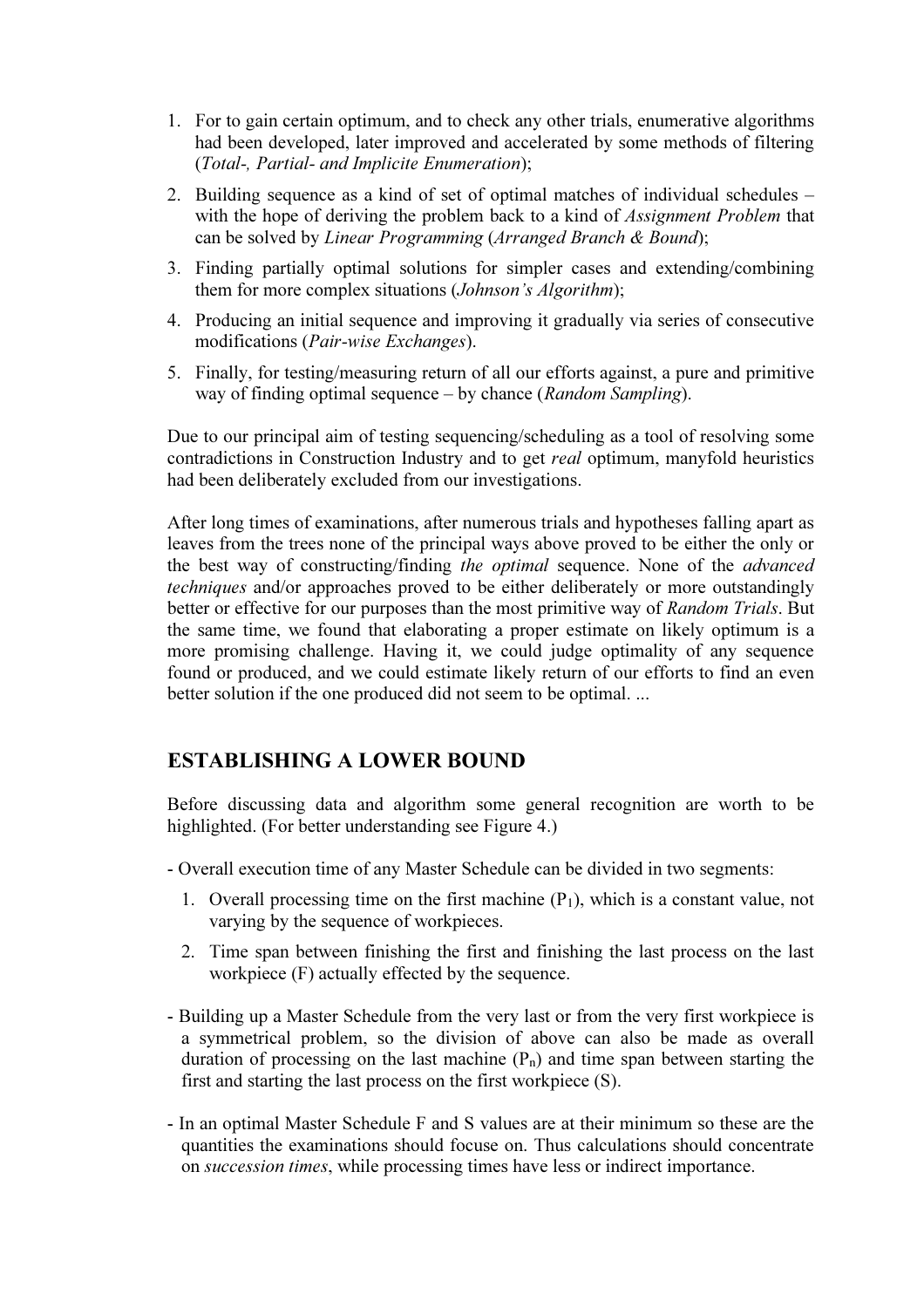1. For to gain certain optimum, and to check any other trials, enumerative algorithms had been developed, later improved and accelerated by some methods of filtering (*Total-, Partial- and Implicite Enumeration*);
2. Building sequence as a kind of set of optimal matches of individual schedules – with the hope of deriving the problem back to a kind of *Assignment Problem* that can be solved by *Linear Programming* (*Arranged Branch & Bound*);
3. Finding partially optimal solutions for simpler cases and extending/combining them for more complex situations (*Johnson's Algorithm*);
4. Producing an initial sequence and improving it gradually via series of consecutive modifications (*Pair-wise Exchanges*).
5. Finally, for testing/measuring return of all our efforts against, a pure and primitive way of finding optimal sequence – by chance (*Random Sampling*).

Due to our principal aim of testing sequencing/scheduling as a tool of resolving some contradictions in Construction Industry and to get *real* optimum, manyfold heuristics had been deliberately excluded from our investigations.

After long times of examinations, after numerous trials and hypotheses falling apart as leaves from the trees none of the principal ways above proved to be either the only or the best way of constructing/finding *the optimal* sequence. None of the *advanced techniques* and/or approaches proved to be either deliberately or more outstandingly better or effective for our purposes than the most primitive way of *Random Trials*. But the same time, we found that elaborating a proper estimate on likely optimum is a more promising challenge. Having it, we could judge optimality of any sequence found or produced, and we could estimate likely return of our efforts to find an even better solution if the one produced did not seem to be optimal. ...

## ESTABLISHING A LOWER BOUND

Before discussing data and algorithm some general recognition are worth to be highlighted. (For better understanding see Figure 4.)

- Overall execution time of any Master Schedule can be divided in two segments:
   1. Overall processing time on the first machine ($P_1$), which is a constant value, not varying by the sequence of workpieces.
   2. Time span between finishing the first and finishing the last process on the last workpiece (F) actually effected by the sequence.

- Building up a Master Schedule from the very last or from the very first workpiece is a symmetrical problem, so the division of above can also be made as overall duration of processing on the last machine ($P_n$) and time span between starting the first and starting the last process on the first workpiece (S).

- In an optimal Master Schedule F and S values are at their minimum so these are the quantities the examinations should focus on. Thus calculations should concentrate on *succession times*, while processing times have less or indirect importance.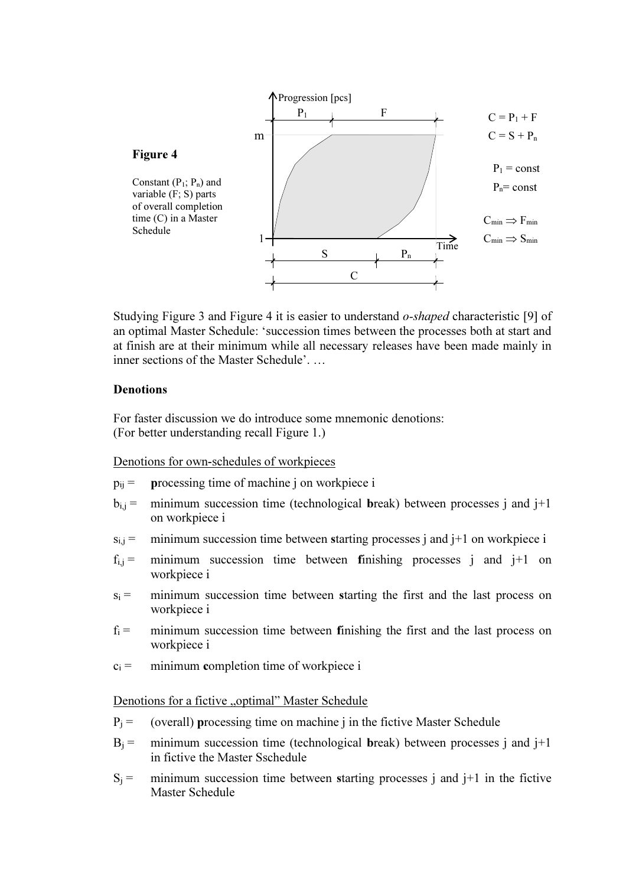**Figure 4**

Constant ($P_1$; $P_n$) and variable (F; S) parts of overall completion time (C) in a Master Schedule

$C = P_1 + F$

$C = S + P_n$

$P_1 = \text{const}$

$P_n = \text{const}$

$C_{min} \Rightarrow F_{min}$

$C_{min} \Rightarrow S_{min}$

Studying Figure 3 and Figure 4 it is easier to understand *o-shaped* characteristic [9] of an optimal Master Schedule: 'succession times between the processes both at start and at finish are at their minimum while all necessary releases have been made mainly in inner sections of the Master Schedule'. …

### Denotions

For faster discussion we do introduce some mnemonic denotions:
(For better understanding recall Figure 1.)

Denotions for own-schedules of workpieces

- $p_{ij}$ = **p**rocessing time of machine j on workpiece i
- $b_{i,j}$ = minimum succession time (technological **b**reak) between processes j and j+1 on workpiece i
- $s_{i,j}$ = minimum succession time between **s**tarting processes j and j+1 on workpiece i
- $f_{i,j}$ = minimum succession time between **f**inishing processes j and j+1 on workpiece i
- $s_i$ = minimum succession time between **s**tarting the first and the last process on workpiece i
- $f_i$ = minimum succession time between **f**inishing the first and the last process on workpiece i
- $c_i$ = minimum **c**ompletion time of workpiece i

Denotions for a fictive „optimal" Master Schedule

- $P_j$ = (overall) **p**rocessing time on machine j in the fictive Master Schedule
- $B_j$ = minimum succession time (technological **b**reak) between processes j and j+1 in fictive the Master Sschedule
- $S_j$ = minimum succession time between **s**tarting processes j and j+1 in the fictive Master Schedule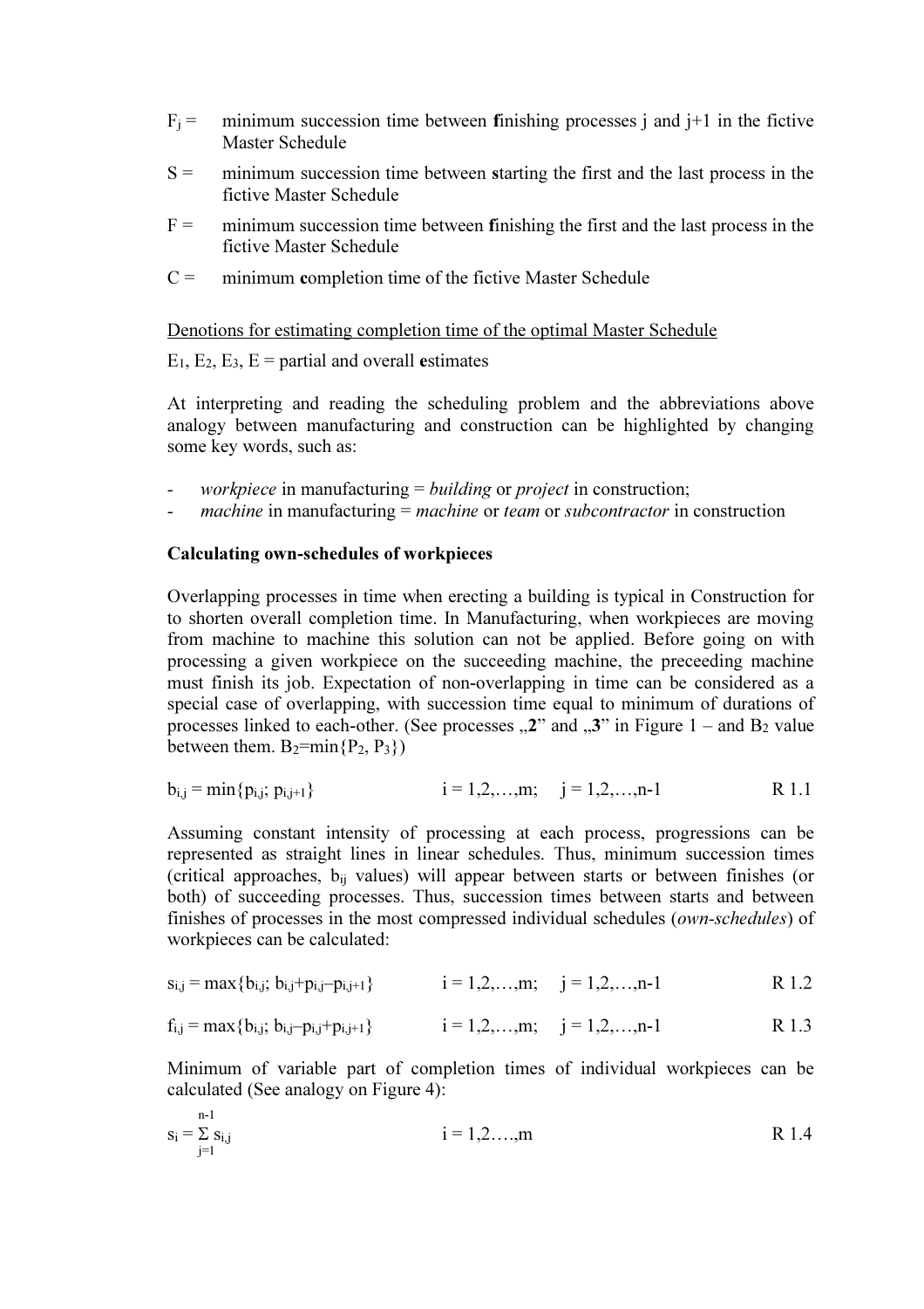$F_j$ = minimum succession time between **f**inishing processes j and j+1 in the fictive Master Schedule

$S$ = minimum succession time between **s**tarting the first and the last process in the fictive Master Schedule

$F$ = minimum succession time between **f**inishing the first and the last process in the fictive Master Schedule

$C$ = minimum **c**ompletion time of the fictive Master Schedule

Denotions for estimating completion time of the optimal Master Schedule

$E_1$, $E_2$, $E_3$, $E$ = partial and overall **e**stimates

At interpreting and reading the scheduling problem and the abbreviations above analogy between manufacturing and construction can be highlighted by changing some key words, such as:

- *workpiece* in manufacturing = *building* or *project* in construction;
- *machine* in manufacturing = *machine* or *team* or *subcontractor* in construction

**Calculating own-schedules of workpieces**

Overlapping processes in time when erecting a building is typical in Construction for to shorten overall completion time. In Manufacturing, when workpieces are moving from machine to machine this solution can not be applied. Before going on with processing a given workpiece on the succeeding machine, the preceeding machine must finish its job. Expectation of non-overlapping in time can be considered as a special case of overlapping, with succession time equal to minimum of durations of processes linked to each-other. (See processes „**2**" and „**3**" in Figure 1 – and $B_2$ value between them. $B_2=\min\{P_2, P_3\}$)

$$b_{i,j} = \min\{p_{i,j};\ p_{i,j+1}\} \qquad i = 1,2,\ldots,m; \quad j = 1,2,\ldots,n-1 \qquad \text{R 1.1}$$

Assuming constant intensity of processing at each process, progressions can be represented as straight lines in linear schedules. Thus, minimum succession times (critical approaches, $b_{ij}$ values) will appear between starts or between finishes (or both) of succeeding processes. Thus, succession times between starts and between finishes of processes in the most compressed individual schedules (*own-schedules*) of workpieces can be calculated:

$$s_{i,j} = \max\{b_{i,j};\ b_{i,j}+p_{i,j}-p_{i,j+1}\} \qquad i = 1,2,\ldots,m; \quad j = 1,2,\ldots,n-1 \qquad \text{R 1.2}$$

$$f_{i,j} = \max\{b_{i,j};\ b_{i,j}-p_{i,j}+p_{i,j+1}\} \qquad i = 1,2,\ldots,m; \quad j = 1,2,\ldots,n-1 \qquad \text{R 1.3}$$

Minimum of variable part of completion times of individual workpieces can be calculated (See analogy on Figure 4):

$$s_i = \sum_{j=1}^{n-1} s_{i,j} \qquad i = 1,2,\ldots,m \qquad \text{R 1.4}$$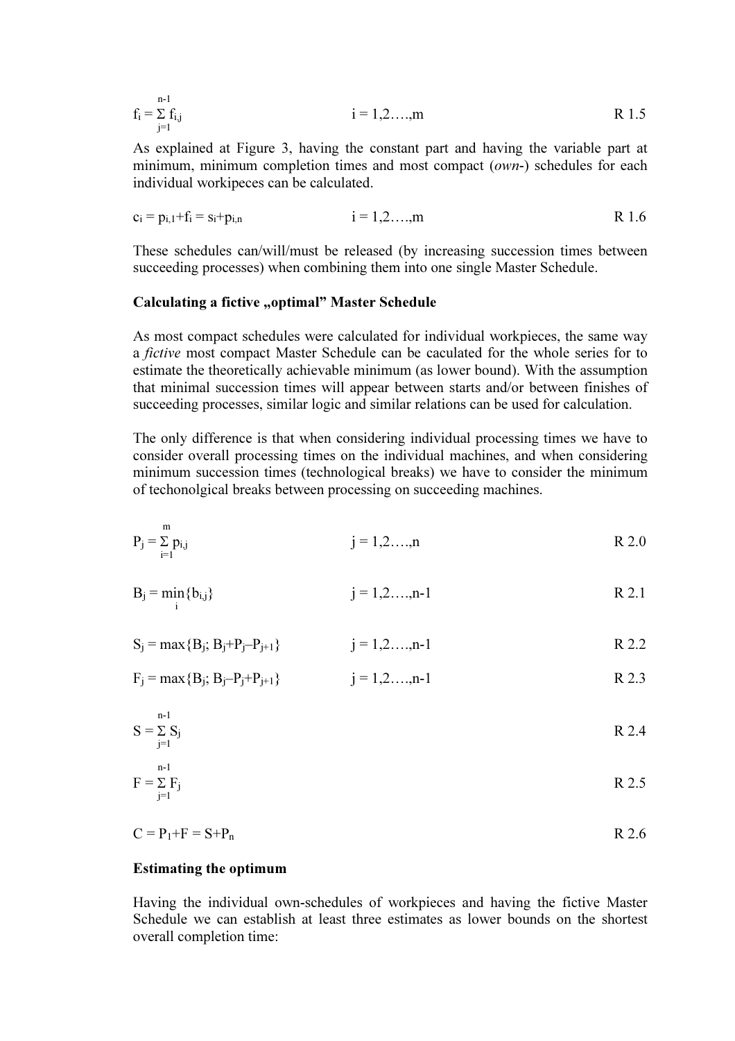$$f_i = \sum_{j=1}^{n-1} f_{i,j} \qquad i = 1,2\ldots.,m \qquad \text{R 1.5}$$

As explained at Figure 3, having the constant part and having the variable part at minimum, minimum completion times and most compact (*own*-) schedules for each individual workipeces can be calculated.

$$c_i = p_{i,1}+f_i = s_i+p_{i,n} \qquad i = 1,2\ldots.,m \qquad \text{R 1.6}$$

These schedules can/will/must be released (by increasing succession times between succeeding processes) when combining them into one single Master Schedule.

**Calculating a fictive „optimal" Master Schedule**

As most compact schedules were calculated for individual workpieces, the same way a *fictive* most compact Master Schedule can be caculated for the whole series for to estimate the theoretically achievable minimum (as lower bound). With the assumption that minimal succession times will appear between starts and/or between finishes of succeeding processes, similar logic and similar relations can be used for calculation.

The only difference is that when considering individual processing times we have to consider overall processing times on the individual machines, and when considering minimum succession times (technological breaks) we have to consider the minimum of techonolgical breaks between processing on succeeding machines.

$$P_j = \sum_{i=1}^{m} p_{i,j} \qquad j = 1,2\ldots.,n \qquad \text{R 2.0}$$

$$B_j = \min_i\{b_{i,j}\} \qquad j = 1,2\ldots.,n\text{-}1 \qquad \text{R 2.1}$$

$$S_j = \max\{B_j;\ B_j+P_j-P_{j+1}\} \qquad j = 1,2\ldots.,n\text{-}1 \qquad \text{R 2.2}$$

$$F_j = \max\{B_j;\ B_j-P_j+P_{j+1}\} \qquad j = 1,2\ldots.,n\text{-}1 \qquad \text{R 2.3}$$

$$S = \sum_{j=1}^{n-1} S_j \qquad \text{R 2.4}$$

$$F = \sum_{j=1}^{n-1} F_j \qquad \text{R 2.5}$$

$$C = P_1+F = S+P_n \qquad \text{R 2.6}$$

**Estimating the optimum**

Having the individual own-schedules of workpieces and having the fictive Master Schedule we can establish at least three estimates as lower bounds on the shortest overall completion time: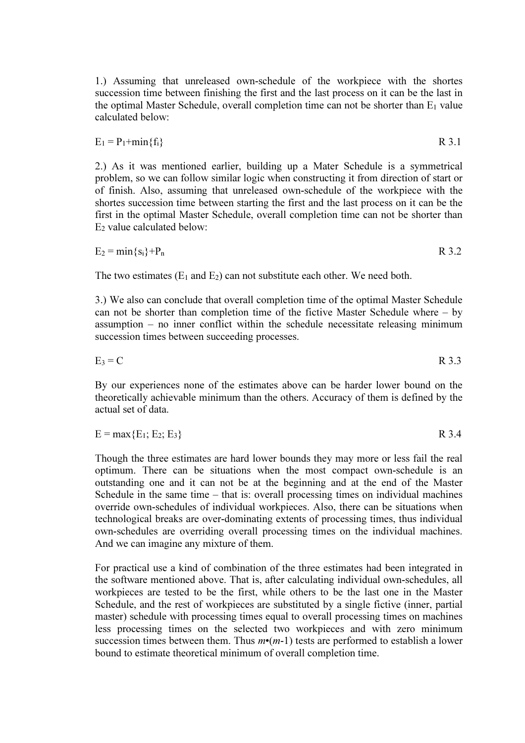1.) Assuming that unreleased own-schedule of the workpiece with the shortes succession time between finishing the first and the last process on it can be the last in the optimal Master Schedule, overall completion time can not be shorter than $E_1$ value calculated below:

$$E_1 = P_1+\min\{f_i\} \qquad \text{R 3.1}$$

2.) As it was mentioned earlier, building up a Mater Schedule is a symmetrical problem, so we can follow similar logic when constructing it from direction of start or of finish. Also, assuming that unreleased own-schedule of the workpiece with the shortes succession time between starting the first and the last process on it can be the first in the optimal Master Schedule, overall completion time can not be shorter than $E_2$ value calculated below:

$$E_2 = \min\{s_i\}+P_n \qquad \text{R 3.2}$$

The two estimates ($E_1$ and $E_2$) can not substitute each other. We need both.

3.) We also can conclude that overall completion time of the optimal Master Schedule can not be shorter than completion time of the fictive Master Schedule where – by assumption – no inner conflict within the schedule necessitate releasing minimum succession times between succeeding processes.

$$E_3 = C \qquad \text{R 3.3}$$

By our experiences none of the estimates above can be harder lower bound on the theoretically achievable minimum than the others. Accuracy of them is defined by the actual set of data.

$$E = \max\{E_1; E_2; E_3\} \qquad \text{R 3.4}$$

Though the three estimates are hard lower bounds they may more or less fail the real optimum. There can be situations when the most compact own-schedule is an outstanding one and it can not be at the beginning and at the end of the Master Schedule in the same time – that is: overall processing times on individual machines override own-schedules of individual workpieces. Also, there can be situations when technological breaks are over-dominating extents of processing times, thus individual own-schedules are overriding overall processing times on the individual machines. And we can imagine any mixture of them.

For practical use a kind of combination of the three estimates had been integrated in the software mentioned above. That is, after calculating individual own-schedules, all workpieces are tested to be the first, while others to be the last one in the Master Schedule, and the rest of workpieces are substituted by a single fictive (inner, partial master) schedule with processing times equal to overall processing times on machines less processing times on the selected two workpieces and with zero minimum succession times between them. Thus $m \cdot (m\text{-}1)$ tests are performed to establish a lower bound to estimate theoretical minimum of overall completion time.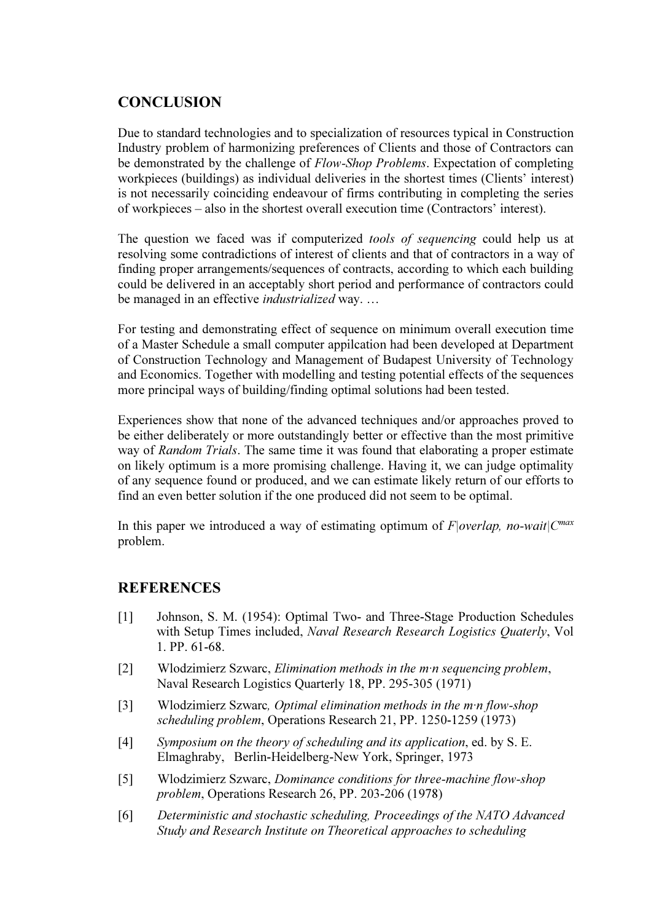## CONCLUSION

Due to standard technologies and to specialization of resources typical in Construction Industry problem of harmonizing preferences of Clients and those of Contractors can be demonstrated by the challenge of *Flow-Shop Problems*. Expectation of completing workpieces (buildings) as individual deliveries in the shortest times (Clients' interest) is not necessarily coinciding endeavour of firms contributing in completing the series of workpieces – also in the shortest overall execution time (Contractors' interest).

The question we faced was if computerized *tools of sequencing* could help us at resolving some contradictions of interest of clients and that of contractors in a way of finding proper arrangements/sequences of contracts, according to which each building could be delivered in an acceptably short period and performance of contractors could be managed in an effective *industrialized* way. …

For testing and demonstrating effect of sequence on minimum overall execution time of a Master Schedule a small computer appilcation had been developed at Department of Construction Technology and Management of Budapest University of Technology and Economics. Together with modelling and testing potential effects of the sequences more principal ways of building/finding optimal solutions had been tested.

Experiences show that none of the advanced techniques and/or approaches proved to be either deliberately or more outstandingly better or effective than the most primitive way of *Random Trials*. The same time it was found that elaborating a proper estimate on likely optimum is a more promising challenge. Having it, we can judge optimality of any sequence found or produced, and we can estimate likely return of our efforts to find an even better solution if the one produced did not seem to be optimal.

In this paper we introduced a way of estimating optimum of $F|overlap, no\text{-}wait|C^{max}$ problem.

## REFERENCES

[1] Johnson, S. M. (1954): Optimal Two- and Three-Stage Production Schedules with Setup Times included, *Naval Research Research Logistics Quaterly*, Vol 1. PP. 61-68.

[2] Wlodzimierz Szwarc, *Elimination methods in the m·n sequencing problem*, Naval Research Logistics Quarterly 18, PP. 295-305 (1971)

[3] Wlodzimierz Szwarc*, Optimal elimination methods in the m·n flow-shop scheduling problem*, Operations Research 21, PP. 1250-1259 (1973)

[4] *Symposium on the theory of scheduling and its application*, ed. by S. E. Elmaghraby, Berlin-Heidelberg-New York, Springer, 1973

[5] Wlodzimierz Szwarc, *Dominance conditions for three-machine flow-shop problem*, Operations Research 26, PP. 203-206 (1978)

[6] *Deterministic and stochastic scheduling, Proceedings of the NATO Advanced Study and Research Institute on Theoretical approaches to scheduling*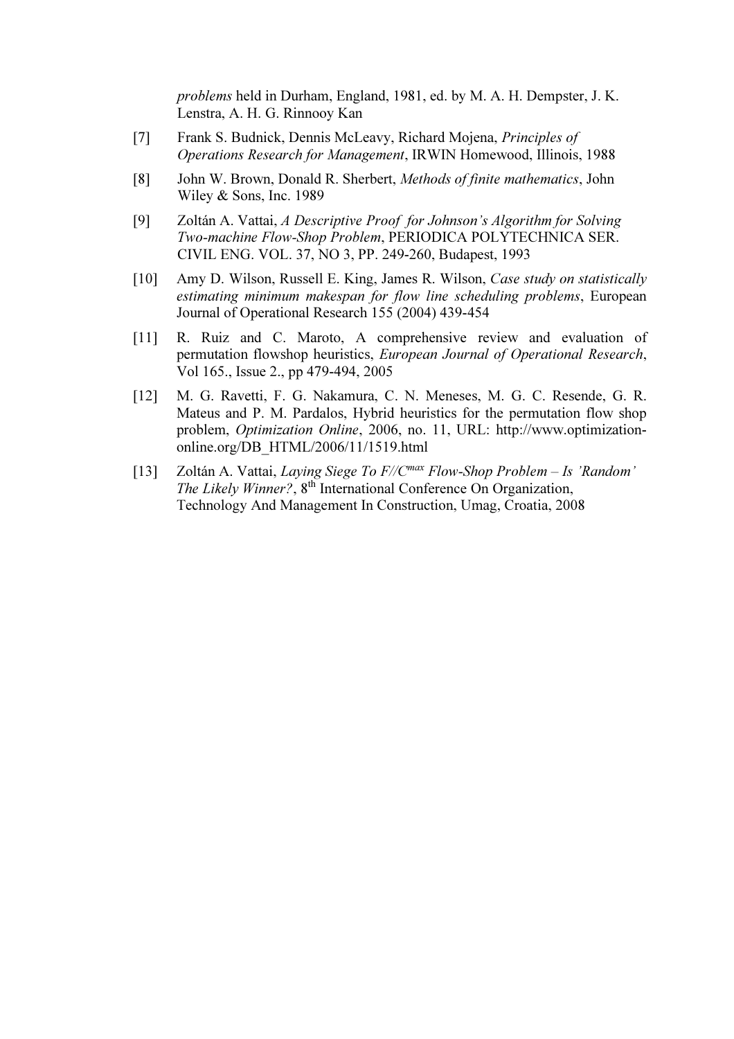*problems* held in Durham, England, 1981, ed. by M. A. H. Dempster, J. K. Lenstra, A. H. G. Rinnooy Kan

[7] Frank S. Budnick, Dennis McLeavy, Richard Mojena, *Principles of Operations Research for Management*, IRWIN Homewood, Illinois, 1988

[8] John W. Brown, Donald R. Sherbert, *Methods of finite mathematics*, John Wiley & Sons, Inc. 1989

[9] Zoltán A. Vattai, *A Descriptive Proof for Johnson's Algorithm for Solving Two-machine Flow-Shop Problem*, PERIODICA POLYTECHNICA SER. CIVIL ENG. VOL. 37, NO 3, PP. 249-260, Budapest, 1993

[10] Amy D. Wilson, Russell E. King, James R. Wilson, *Case study on statistically estimating minimum makespan for flow line scheduling problems*, European Journal of Operational Research 155 (2004) 439-454

[11] R. Ruiz and C. Maroto, A comprehensive review and evaluation of permutation flowshop heuristics, *European Journal of Operational Research*, Vol 165., Issue 2., pp 479-494, 2005

[12] M. G. Ravetti, F. G. Nakamura, C. N. Meneses, M. G. C. Resende, G. R. Mateus and P. M. Pardalos, Hybrid heuristics for the permutation flow shop problem, *Optimization Online*, 2006, no. 11, URL: http://www.optimization-online.org/DB_HTML/2006/11/1519.html

[13] Zoltán A. Vattai, *Laying Siege To F//$C^{max}$ Flow-Shop Problem – Is 'Random' The Likely Winner?*, 8th International Conference On Organization, Technology And Management In Construction, Umag, Croatia, 2008